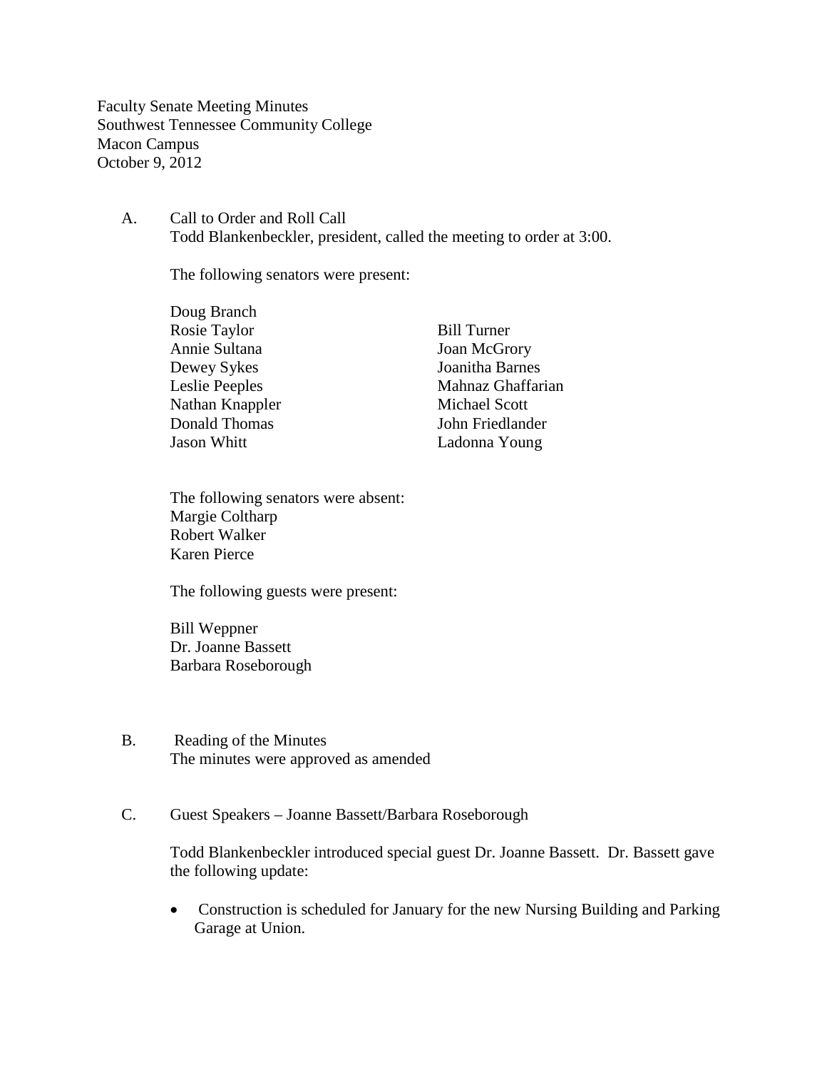Faculty Senate Meeting Minutes
Southwest Tennessee Community College
Macon Campus
October 9, 2012

A. Call to Order and Roll Call
Todd Blankenbeckler, president, called the meeting to order at 3:00.

The following senators were present:

Doug Branch
Rosie Taylor
Annie Sultana
Dewey Sykes
Leslie Peeples
Nathan Knappler
Donald Thomas
Jason Whitt
Bill Turner
Joan McGrory
Joanitha Barnes
Mahnaz Ghaffarian
Michael Scott
John Friedlander
Ladonna Young

The following senators were absent:
Margie Coltharp
Robert Walker
Karen Pierce

The following guests were present:

Bill Weppner
Dr. Joanne Bassett
Barbara Roseborough

B. Reading of the Minutes
The minutes were approved as amended

C. Guest Speakers – Joanne Bassett/Barbara Roseborough

Todd Blankenbeckler introduced special guest Dr. Joanne Bassett. Dr. Bassett gave the following update:

- Construction is scheduled for January for the new Nursing Building and Parking Garage at Union.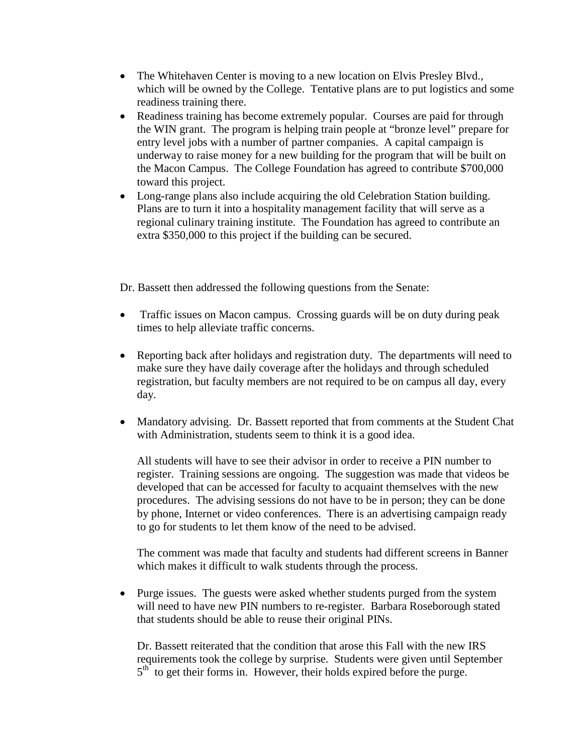- The Whitehaven Center is moving to a new location on Elvis Presley Blvd., which will be owned by the College. Tentative plans are to put logistics and some readiness training there.
- Readiness training has become extremely popular. Courses are paid for through the WIN grant. The program is helping train people at "bronze level" prepare for entry level jobs with a number of partner companies. A capital campaign is underway to raise money for a new building for the program that will be built on the Macon Campus. The College Foundation has agreed to contribute $700,000 toward this project.
- Long-range plans also include acquiring the old Celebration Station building. Plans are to turn it into a hospitality management facility that will serve as a regional culinary training institute. The Foundation has agreed to contribute an extra $350,000 to this project if the building can be secured.

Dr. Bassett then addressed the following questions from the Senate:

- Traffic issues on Macon campus. Crossing guards will be on duty during peak times to help alleviate traffic concerns.

- Reporting back after holidays and registration duty. The departments will need to make sure they have daily coverage after the holidays and through scheduled registration, but faculty members are not required to be on campus all day, every day.

- Mandatory advising. Dr. Bassett reported that from comments at the Student Chat with Administration, students seem to think it is a good idea.

  All students will have to see their advisor in order to receive a PIN number to register. Training sessions are ongoing. The suggestion was made that videos be developed that can be accessed for faculty to acquaint themselves with the new procedures. The advising sessions do not have to be in person; they can be done by phone, Internet or video conferences. There is an advertising campaign ready to go for students to let them know of the need to be advised.

  The comment was made that faculty and students had different screens in Banner which makes it difficult to walk students through the process.

- Purge issues. The guests were asked whether students purged from the system will need to have new PIN numbers to re-register. Barbara Roseborough stated that students should be able to reuse their original PINs.

  Dr. Bassett reiterated that the condition that arose this Fall with the new IRS requirements took the college by surprise. Students were given until September 5th to get their forms in. However, their holds expired before the purge.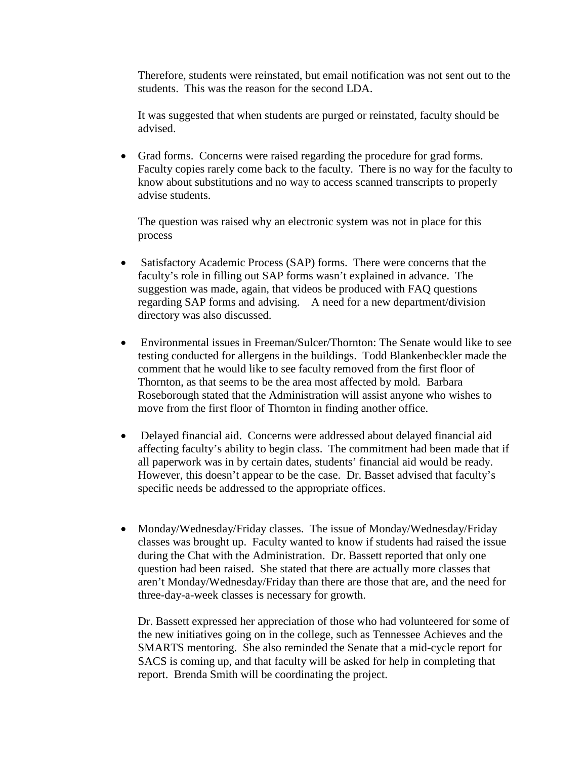Therefore, students were reinstated, but email notification was not sent out to the students. This was the reason for the second LDA.

It was suggested that when students are purged or reinstated, faculty should be advised.

- Grad forms. Concerns were raised regarding the procedure for grad forms. Faculty copies rarely come back to the faculty. There is no way for the faculty to know about substitutions and no way to access scanned transcripts to properly advise students.

  The question was raised why an electronic system was not in place for this process

- Satisfactory Academic Process (SAP) forms. There were concerns that the faculty's role in filling out SAP forms wasn't explained in advance. The suggestion was made, again, that videos be produced with FAQ questions regarding SAP forms and advising. A need for a new department/division directory was also discussed.

- Environmental issues in Freeman/Sulcer/Thornton: The Senate would like to see testing conducted for allergens in the buildings. Todd Blankenbeckler made the comment that he would like to see faculty removed from the first floor of Thornton, as that seems to be the area most affected by mold. Barbara Roseborough stated that the Administration will assist anyone who wishes to move from the first floor of Thornton in finding another office.

- Delayed financial aid. Concerns were addressed about delayed financial aid affecting faculty's ability to begin class. The commitment had been made that if all paperwork was in by certain dates, students' financial aid would be ready. However, this doesn't appear to be the case. Dr. Basset advised that faculty's specific needs be addressed to the appropriate offices.

- Monday/Wednesday/Friday classes. The issue of Monday/Wednesday/Friday classes was brought up. Faculty wanted to know if students had raised the issue during the Chat with the Administration. Dr. Bassett reported that only one question had been raised. She stated that there are actually more classes that aren't Monday/Wednesday/Friday than there are those that are, and the need for three-day-a-week classes is necessary for growth.

  Dr. Bassett expressed her appreciation of those who had volunteered for some of the new initiatives going on in the college, such as Tennessee Achieves and the SMARTS mentoring. She also reminded the Senate that a mid-cycle report for SACS is coming up, and that faculty will be asked for help in completing that report. Brenda Smith will be coordinating the project.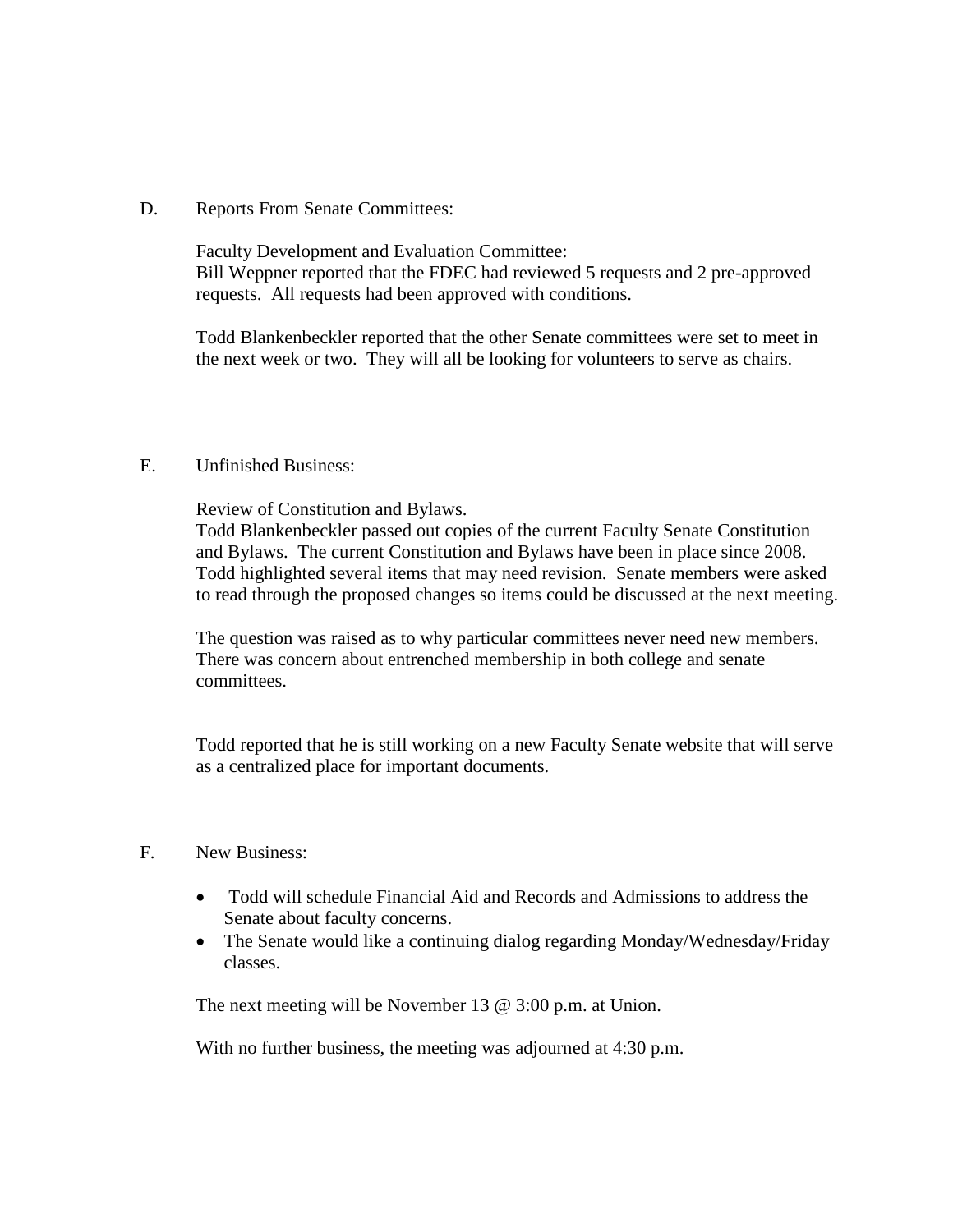D. Reports From Senate Committees:

Faculty Development and Evaluation Committee:
Bill Weppner reported that the FDEC had reviewed 5 requests and 2 pre-approved requests. All requests had been approved with conditions.

Todd Blankenbeckler reported that the other Senate committees were set to meet in the next week or two. They will all be looking for volunteers to serve as chairs.

E. Unfinished Business:

Review of Constitution and Bylaws.
Todd Blankenbeckler passed out copies of the current Faculty Senate Constitution and Bylaws. The current Constitution and Bylaws have been in place since 2008. Todd highlighted several items that may need revision. Senate members were asked to read through the proposed changes so items could be discussed at the next meeting.

The question was raised as to why particular committees never need new members. There was concern about entrenched membership in both college and senate committees.

Todd reported that he is still working on a new Faculty Senate website that will serve as a centralized place for important documents.

F. New Business:

- Todd will schedule Financial Aid and Records and Admissions to address the Senate about faculty concerns.
- The Senate would like a continuing dialog regarding Monday/Wednesday/Friday classes.

The next meeting will be November 13 @ 3:00 p.m. at Union.

With no further business, the meeting was adjourned at 4:30 p.m.